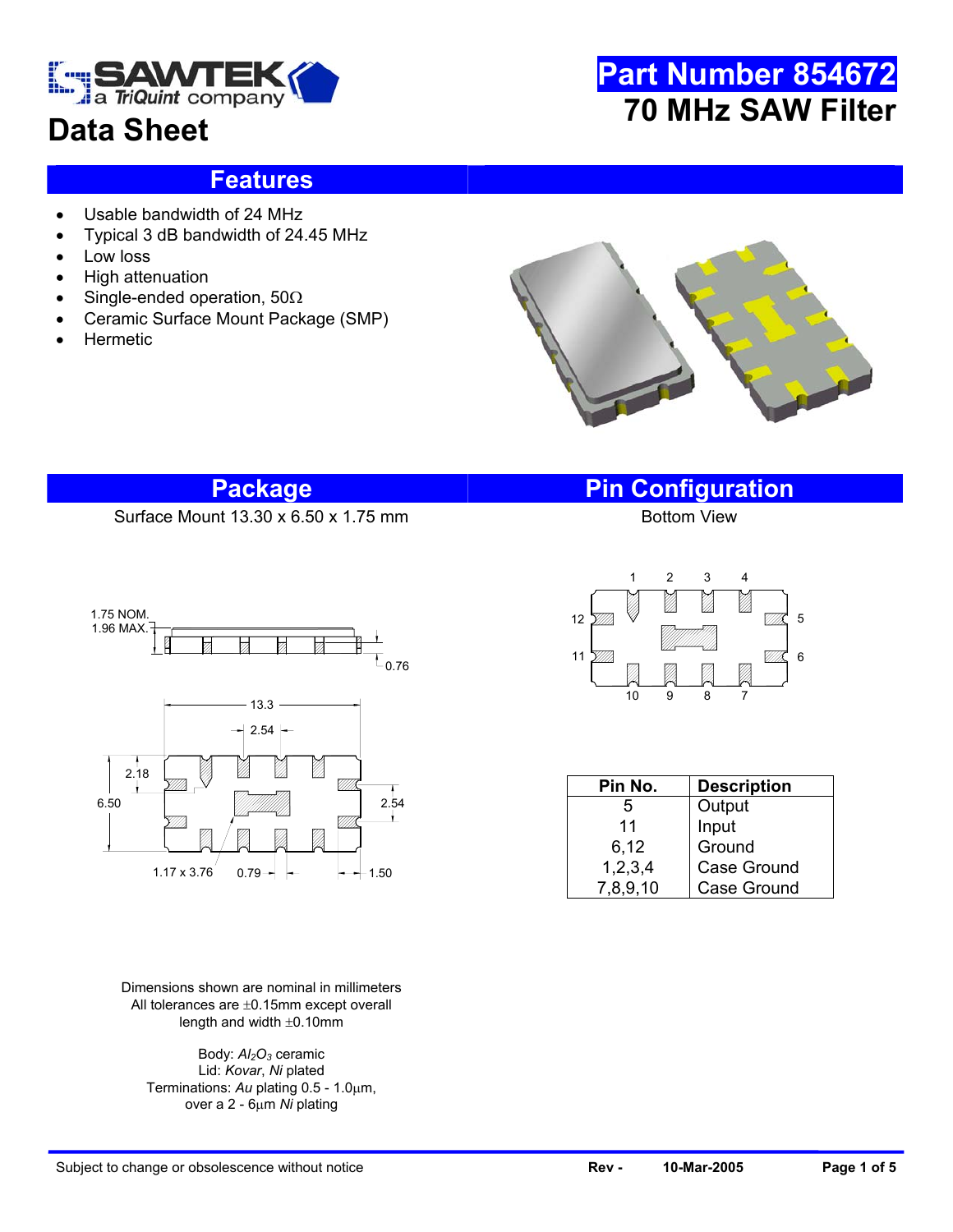# Data Sheet

# Part Number 854672

## 70 MHz SAW Filter

## Features

- Usable bandwidth of 24 MHz
- Typical 3 dB bandwidth of 24.45 MHz
- Low loss
- High attenuation
- Single-ended operation, 50Ω
- Ceramic Surface Mount Package (SMP)
- Hermetic

## Package

Surface Mount 13.30 x 6.50 x 1.75 mm

Dimensions shown are nominal in millimeters
All tolerances are ±0.15mm except overall length and width ±0.10mm

Body: *$Al_2O_3$* ceramic
Lid: *Kovar*, *Ni* plated
Terminations: *Au* plating 0.5 - 1.0μm, over a 2 - 6μm *Ni* plating

## Pin Configuration

Bottom View

| Pin No. | Description |
|---|---|
| 5 | Output |
| 11 | Input |
| 6,12 | Ground |
| 1,2,3,4 | Case Ground |
| 7,8,9,10 | Case Ground |

Subject to change or obsolescence without notice

Rev - 10-Mar-2005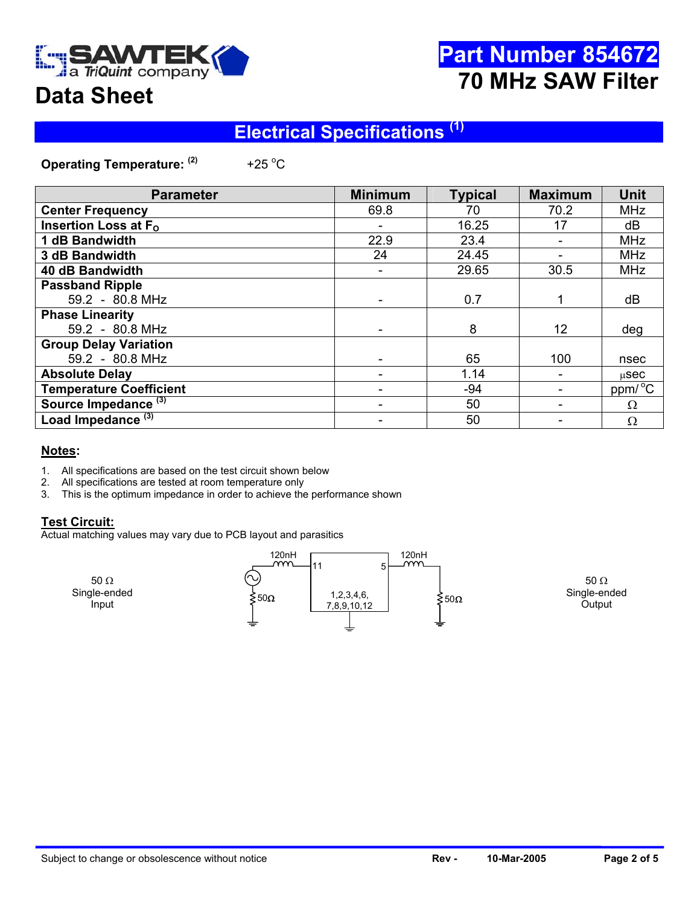SAWTEK a TriQuint company

**Part Number 854672**

**70 MHz SAW Filter**

# Data Sheet

## Electrical Specifications [1]

**Operating Temperature: [2]** +25 °C

| Parameter | Minimum | Typical | Maximum | Unit |
|---|---|---|---|---|
| **Center Frequency** | 69.8 | 70 | 70.2 | MHz |
| **Insertion Loss at $F_O$** | - | 16.25 | 17 | dB |
| **1 dB Bandwidth** | 22.9 | 23.4 | - | MHz |
| **3 dB Bandwidth** | 24 | 24.45 | - | MHz |
| **40 dB Bandwidth** | - | 29.65 | 30.5 | MHz |
| **Passband Ripple** 59.2 - 80.8 MHz | - | 0.7 | 1 | dB |
| **Phase Linearity** 59.2 - 80.8 MHz | - | 8 | 12 | deg |
| **Group Delay Variation** 59.2 - 80.8 MHz | - | 65 | 100 | nsec |
| **Absolute Delay** | - | 1.14 | - | μsec |
| **Temperature Coefficient** | - | -94 | - | ppm/°C |
| **Source Impedance** [3] | - | 50 | - | Ω |
| **Load Impedance** [3] | - | 50 | - | Ω |

**Notes:**

1. All specifications are based on the test circuit shown below
2. All specifications are tested at room temperature only
3. This is the optimum impedance in order to achieve the performance shown

**Test Circuit:**

Actual matching values may vary due to PCB layout and parasitics

50 Ω Single-ended Input

120nH 11 5 120nH

50Ω 1,2,3,4,6, 7,8,9,10,12 50Ω

50 Ω Single-ended Output

Subject to change or obsolescence without notice | Rev - | 10-Mar-2005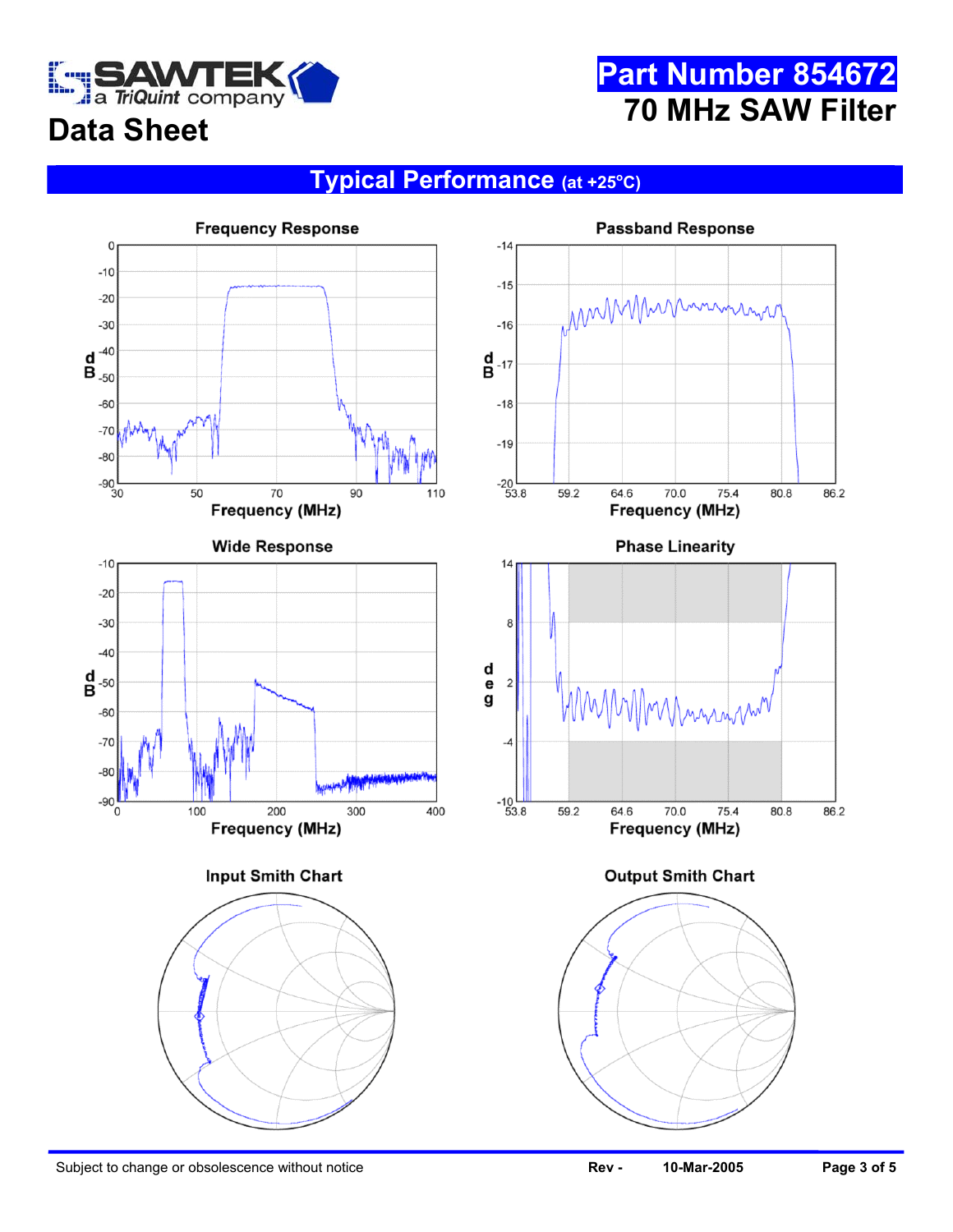# Part Number 854672

# 70 MHz SAW Filter

## Data Sheet

## Typical Performance (at +25°C)

Frequency Response

Passband Response

Wide Response

Phase Linearity

Input Smith Chart

Output Smith Chart

Subject to change or obsolescence without notice

Rev - 10-Mar-2005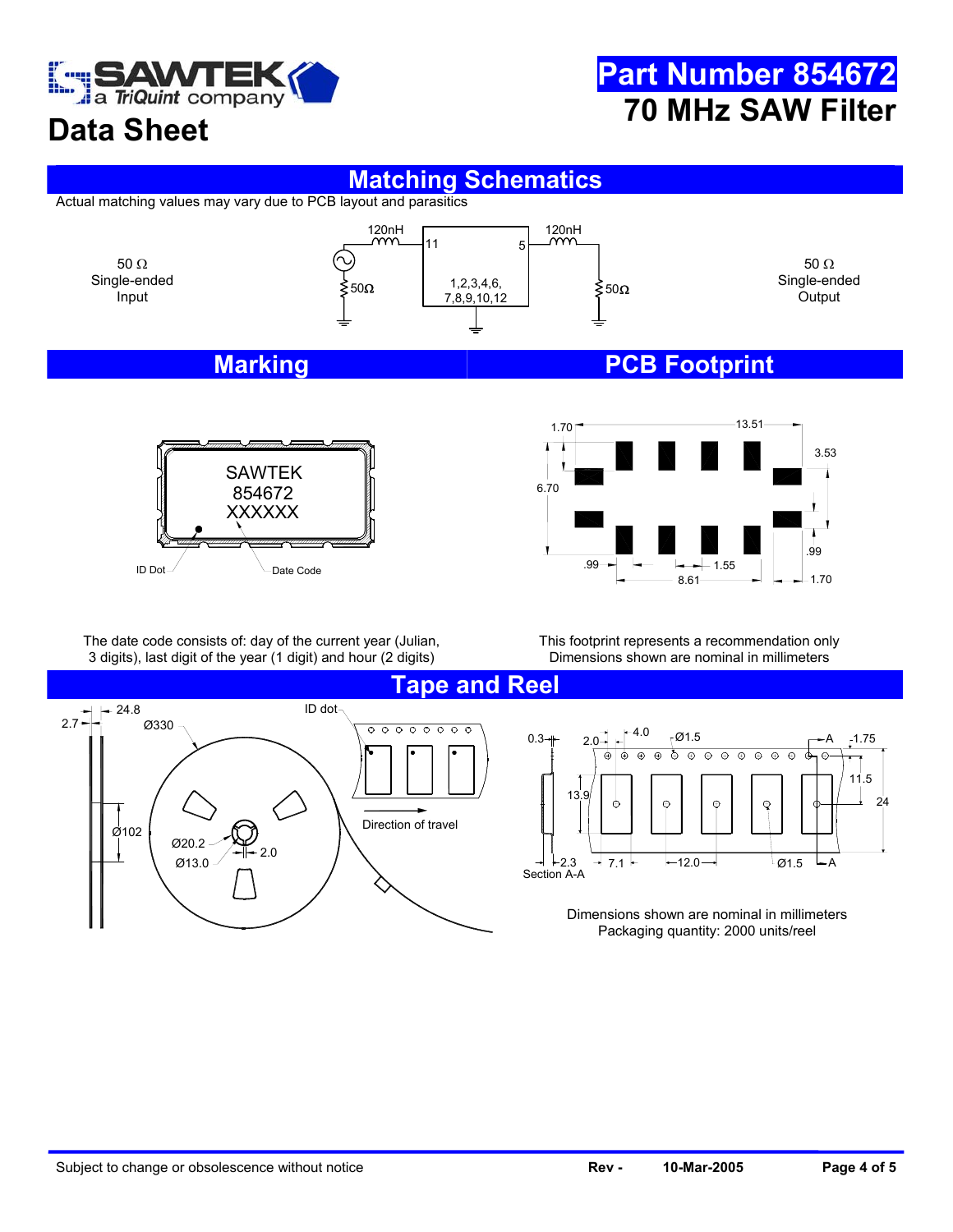# Part Number 854672

# 70 MHz SAW Filter

## Data Sheet

## Matching Schematics

Actual matching values may vary due to PCB layout and parasitics

50 Ω Single-ended Input

120nH 11 5 120nH

50Ω 1,2,3,4,6, 7,8,9,10,12 50Ω

50 Ω Single-ended Output

## Marking

SAWTEK
854672
XXXXXX

ID Dot Date Code

The date code consists of: day of the current year (Julian, 3 digits), last digit of the year (1 digit) and hour (2 digits)

## PCB Footprint

1.70 13.51 3.53 6.70 .99 .99 1.55 8.61 1.70

This footprint represents a recommendation only
Dimensions shown are nominal in millimeters

## Tape and Reel

2.7 24.8 Ø330 ID dot Ø102 Ø20.2 2.0 Ø13.0 Direction of travel

0.3 2.0 4.0 Ø1.5 A 1.75 11.5 13.9 24 2.3 7.1 12.0 Ø1.5 A Section A-A

Dimensions shown are nominal in millimeters
Packaging quantity: 2000 units/reel

Subject to change or obsolescence without notice Rev - 10-Mar-2005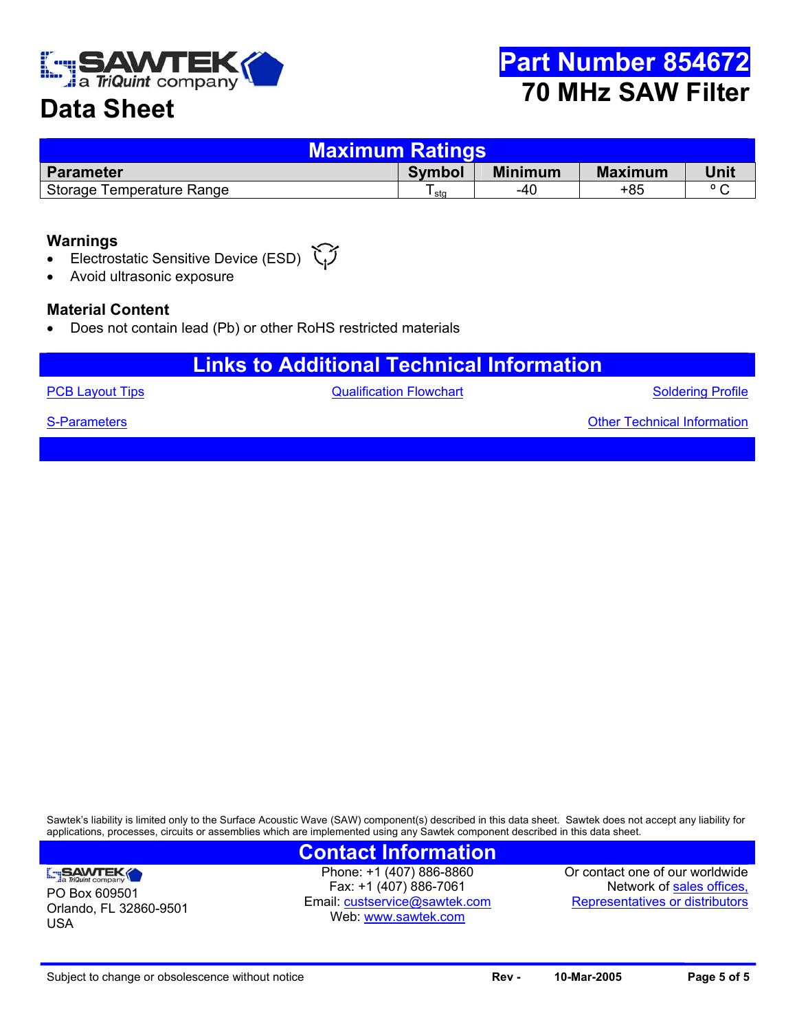# Part Number 854672
## 70 MHz SAW Filter

# Data Sheet

## Maximum Ratings

| Parameter | Symbol | Minimum | Maximum | Unit |
|---|---|---|---|---|
| Storage Temperature Range | $T_{stg}$ | -40 | +85 | ° C |

### Warnings
- Electrostatic Sensitive Device (ESD)
- Avoid ultrasonic exposure

### Material Content
- Does not contain lead (Pb) or other RoHS restricted materials

## Links to Additional Technical Information

PCB Layout Tips | Qualification Flowchart | Soldering Profile

S-Parameters | Other Technical Information

Sawtek's liability is limited only to the Surface Acoustic Wave (SAW) component(s) described in this data sheet. Sawtek does not accept any liability for applications, processes, circuits or assemblies which are implemented using any Sawtek component described in this data sheet.

## Contact Information

SAWTEK a TriQuint company
PO Box 609501
Orlando, FL 32860-9501
USA

Phone: +1 (407) 886-8860
Fax: +1 (407) 886-7061
Email: custservice@sawtek.com
Web: www.sawtek.com

Or contact one of our worldwide Network of sales offices, Representatives or distributors

Subject to change or obsolescence without notice | Rev - | 10-Mar-2005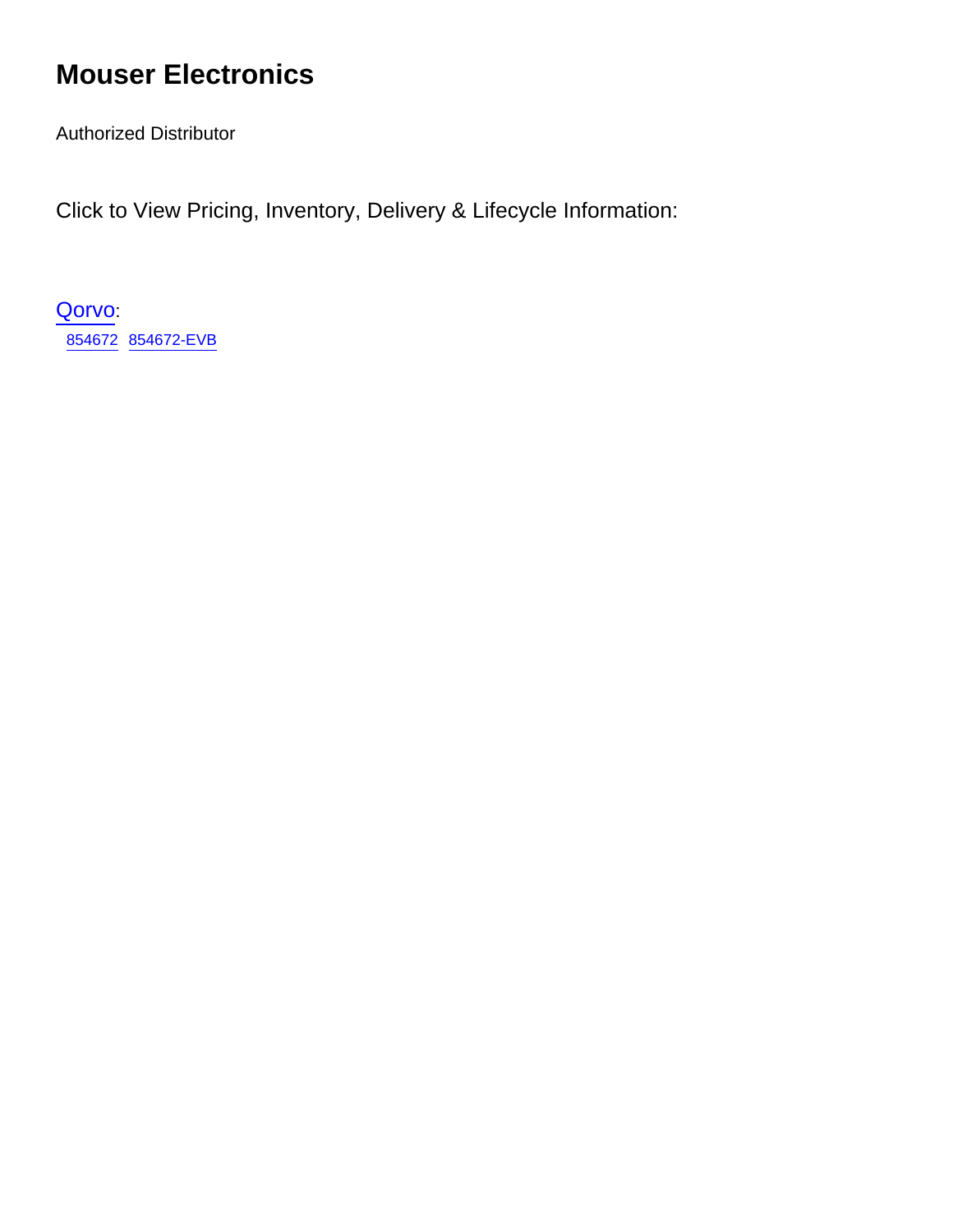# Mouser Electronics

Authorized Distributor

Click to View Pricing, Inventory, Delivery & Lifecycle Information:

Qorvo:

854672 854672-EVB